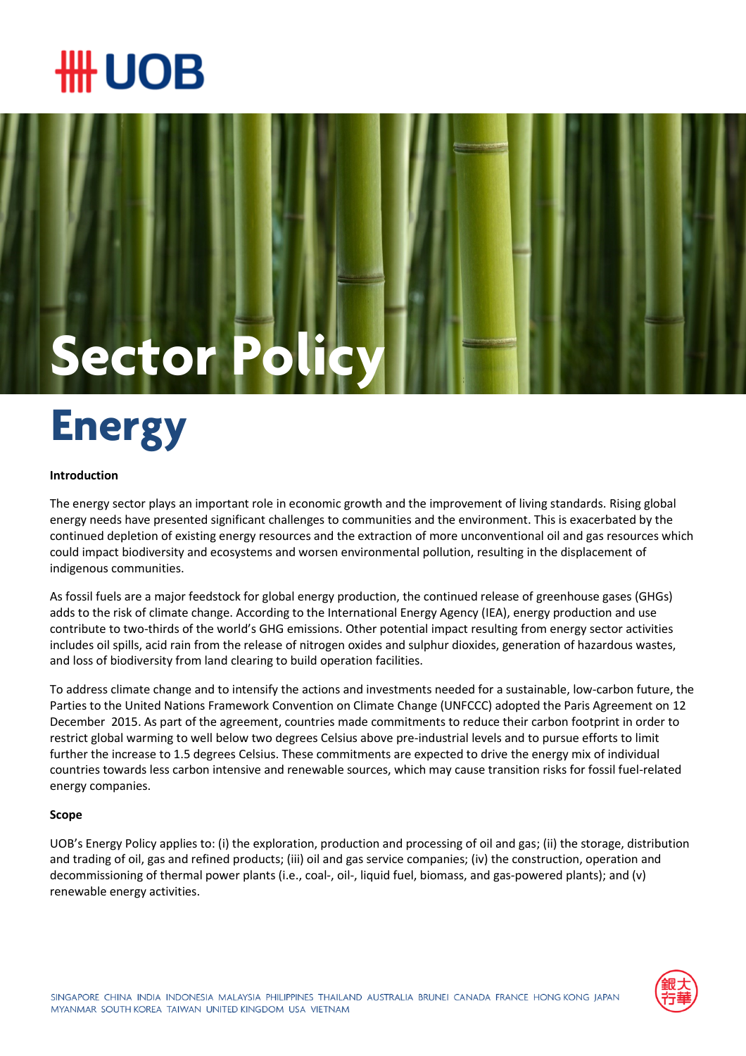# Sector Policy

# Energy

**Introduction**

The energy sector plays an important role in economic growth and the improvement of living standards. Rising global energy needs have presented significant challenges to communities and the environment. This is exacerbated by the continued depletion of existing energy resources and the extraction of more unconventional oil and gas resources which could impact biodiversity and ecosystems and worsen environmental pollution, resulting in the displacement of indigenous communities.

As fossil fuels are a major feedstock for global energy production, the continued release of greenhouse gases (GHGs) adds to the risk of climate change. According to the International Energy Agency (IEA), energy production and use contribute to two-thirds of the world's GHG emissions. Other potential impact resulting from energy sector activities includes oil spills, acid rain from the release of nitrogen oxides and sulphur dioxides, generation of hazardous wastes, and loss of biodiversity from land clearing to build operation facilities.

To address climate change and to intensify the actions and investments needed for a sustainable, low-carbon future, the Parties to the United Nations Framework Convention on Climate Change (UNFCCC) adopted the Paris Agreement on 12 December 2015. As part of the agreement, countries made commitments to reduce their carbon footprint in order to restrict global warming to well below two degrees Celsius above pre-industrial levels and to pursue efforts to limit further the increase to 1.5 degrees Celsius. These commitments are expected to drive the energy mix of individual countries towards less carbon intensive and renewable sources, which may cause transition risks for fossil fuel-related energy companies.

**Scope**

UOB's Energy Policy applies to: (i) the exploration, production and processing of oil and gas; (ii) the storage, distribution and trading of oil, gas and refined products; (iii) oil and gas service companies; (iv) the construction, operation and decommissioning of thermal power plants (i.e., coal-, oil-, liquid fuel, biomass, and gas-powered plants); and (v) renewable energy activities.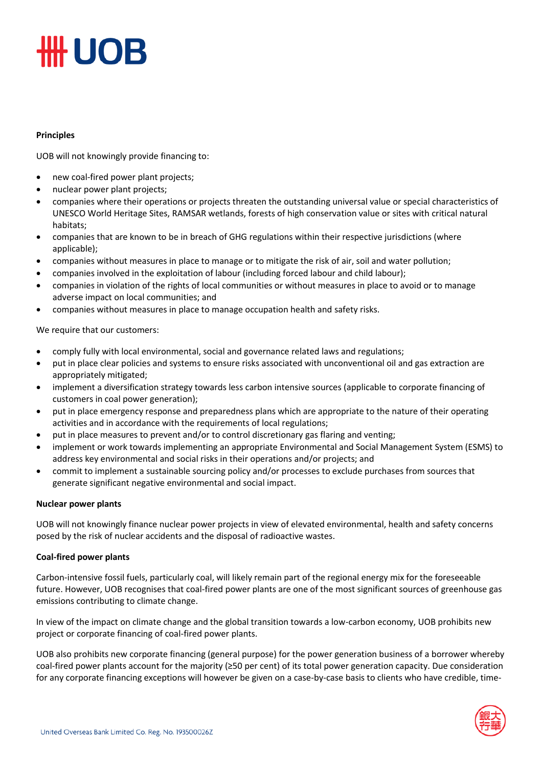**Principles**

UOB will not knowingly provide financing to:

- new coal-fired power plant projects;
- nuclear power plant projects;
- companies where their operations or projects threaten the outstanding universal value or special characteristics of UNESCO World Heritage Sites, RAMSAR wetlands, forests of high conservation value or sites with critical natural habitats;
- companies that are known to be in breach of GHG regulations within their respective jurisdictions (where applicable);
- companies without measures in place to manage or to mitigate the risk of air, soil and water pollution;
- companies involved in the exploitation of labour (including forced labour and child labour);
- companies in violation of the rights of local communities or without measures in place to avoid or to manage adverse impact on local communities; and
- companies without measures in place to manage occupation health and safety risks.

We require that our customers:

- comply fully with local environmental, social and governance related laws and regulations;
- put in place clear policies and systems to ensure risks associated with unconventional oil and gas extraction are appropriately mitigated;
- implement a diversification strategy towards less carbon intensive sources (applicable to corporate financing of customers in coal power generation);
- put in place emergency response and preparedness plans which are appropriate to the nature of their operating activities and in accordance with the requirements of local regulations;
- put in place measures to prevent and/or to control discretionary gas flaring and venting;
- implement or work towards implementing an appropriate Environmental and Social Management System (ESMS) to address key environmental and social risks in their operations and/or projects; and
- commit to implement a sustainable sourcing policy and/or processes to exclude purchases from sources that generate significant negative environmental and social impact.

**Nuclear power plants**

UOB will not knowingly finance nuclear power projects in view of elevated environmental, health and safety concerns posed by the risk of nuclear accidents and the disposal of radioactive wastes.

**Coal-fired power plants**

Carbon-intensive fossil fuels, particularly coal, will likely remain part of the regional energy mix for the foreseeable future. However, UOB recognises that coal-fired power plants are one of the most significant sources of greenhouse gas emissions contributing to climate change.

In view of the impact on climate change and the global transition towards a low-carbon economy, UOB prohibits new project or corporate financing of coal-fired power plants.

UOB also prohibits new corporate financing (general purpose) for the power generation business of a borrower whereby coal-fired power plants account for the majority (≥50 per cent) of its total power generation capacity. Due consideration for any corporate financing exceptions will however be given on a case-by-case basis to clients who have credible, time-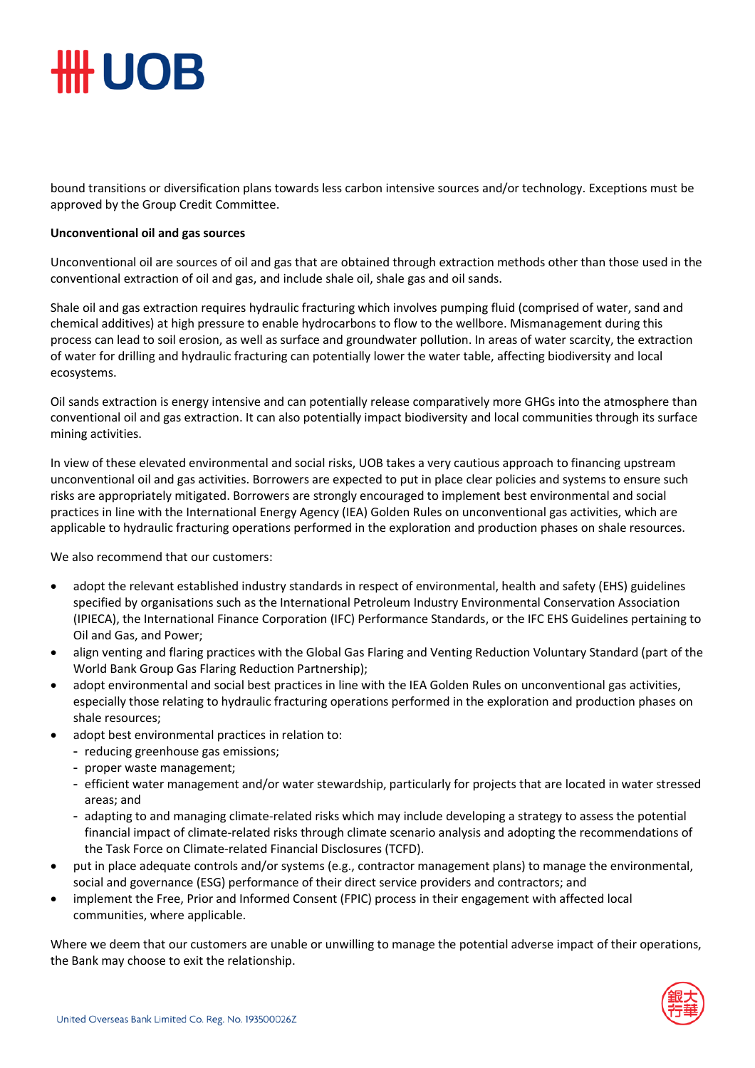bound transitions or diversification plans towards less carbon intensive sources and/or technology. Exceptions must be approved by the Group Credit Committee.

**Unconventional oil and gas sources**

Unconventional oil are sources of oil and gas that are obtained through extraction methods other than those used in the conventional extraction of oil and gas, and include shale oil, shale gas and oil sands.

Shale oil and gas extraction requires hydraulic fracturing which involves pumping fluid (comprised of water, sand and chemical additives) at high pressure to enable hydrocarbons to flow to the wellbore. Mismanagement during this process can lead to soil erosion, as well as surface and groundwater pollution. In areas of water scarcity, the extraction of water for drilling and hydraulic fracturing can potentially lower the water table, affecting biodiversity and local ecosystems.

Oil sands extraction is energy intensive and can potentially release comparatively more GHGs into the atmosphere than conventional oil and gas extraction. It can also potentially impact biodiversity and local communities through its surface mining activities.

In view of these elevated environmental and social risks, UOB takes a very cautious approach to financing upstream unconventional oil and gas activities. Borrowers are expected to put in place clear policies and systems to ensure such risks are appropriately mitigated. Borrowers are strongly encouraged to implement best environmental and social practices in line with the International Energy Agency (IEA) Golden Rules on unconventional gas activities, which are applicable to hydraulic fracturing operations performed in the exploration and production phases on shale resources.

We also recommend that our customers:

- adopt the relevant established industry standards in respect of environmental, health and safety (EHS) guidelines specified by organisations such as the International Petroleum Industry Environmental Conservation Association (IPIECA), the International Finance Corporation (IFC) Performance Standards, or the IFC EHS Guidelines pertaining to Oil and Gas, and Power;
- align venting and flaring practices with the Global Gas Flaring and Venting Reduction Voluntary Standard (part of the World Bank Group Gas Flaring Reduction Partnership);
- adopt environmental and social best practices in line with the IEA Golden Rules on unconventional gas activities, especially those relating to hydraulic fracturing operations performed in the exploration and production phases on shale resources;
- adopt best environmental practices in relation to:
  - reducing greenhouse gas emissions;
  - proper waste management;
  - efficient water management and/or water stewardship, particularly for projects that are located in water stressed areas; and
  - adapting to and managing climate-related risks which may include developing a strategy to assess the potential financial impact of climate-related risks through climate scenario analysis and adopting the recommendations of the Task Force on Climate-related Financial Disclosures (TCFD).
- put in place adequate controls and/or systems (e.g., contractor management plans) to manage the environmental, social and governance (ESG) performance of their direct service providers and contractors; and
- implement the Free, Prior and Informed Consent (FPIC) process in their engagement with affected local communities, where applicable.

Where we deem that our customers are unable or unwilling to manage the potential adverse impact of their operations, the Bank may choose to exit the relationship.